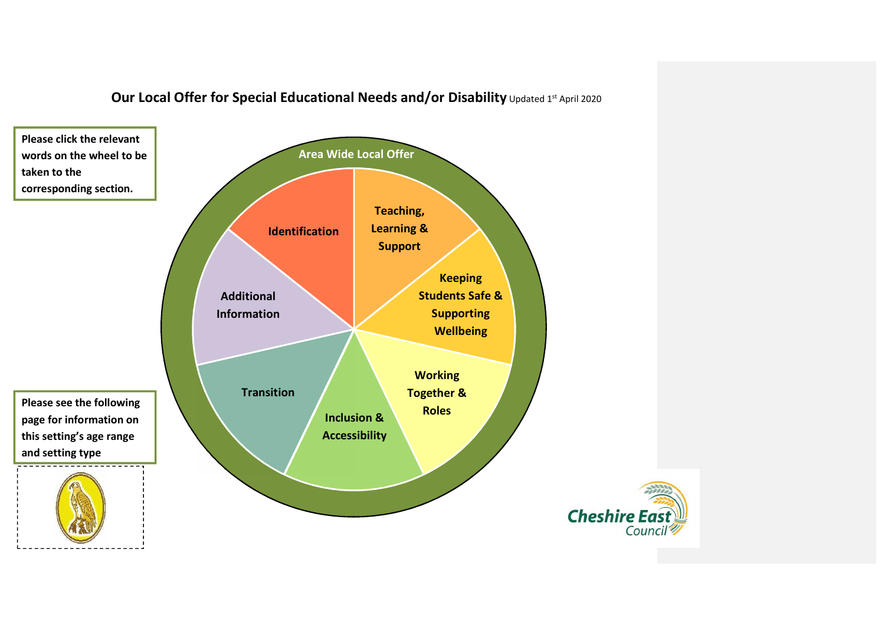# Our Local Offer for Special Educational Needs and/or Disability

Updated 1st April 2020

**Please click the relevant words on the wheel to be taken to the corresponding section.**

**Area Wide Local Offer**

- **Identification**
- **Teaching, Learning & Support**
- **Keeping Students Safe & Supporting Wellbeing**
- **Working Together & Roles**
- **Inclusion & Accessibility**
- **Transition**
- **Additional Information**

**Please see the following page for information on this setting's age range and setting type**

Cheshire East Council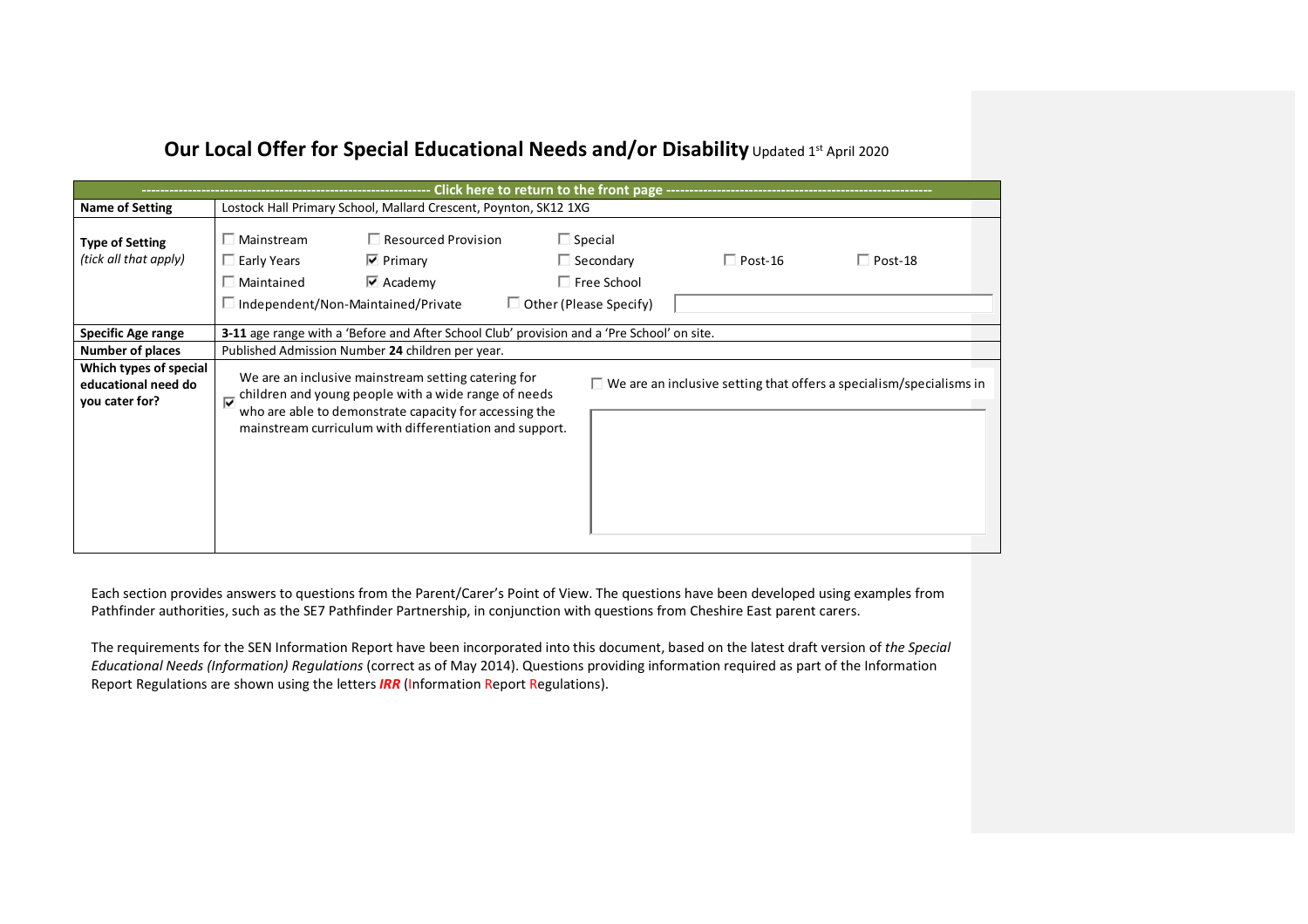# Our Local Offer for Special Educational Needs and/or Disability Updated 1st April 2020

| ------------------------------------------------------------ Click here to return to the front page ------------------------------------------------------------ | |
|---|---|
| **Name of Setting** | Lostock Hall Primary School, Mallard Crescent, Poynton, SK12 1XG |
| **Type of Setting** *(tick all that apply)* | ☐ Mainstream ☐ Resourced Provision ☐ Special ☐ Early Years ☑ Primary ☐ Secondary ☐ Post-16 ☐ Post-18 ☐ Maintained ☑ Academy ☐ Free School ☐ Independent/Non-Maintained/Private ☐ Other (Please Specify) |
| **Specific Age range** | **3-11** age range with a 'Before and After School Club' provision and a 'Pre School' on site. |
| **Number of places** | Published Admission Number **24** children per year. |
| **Which types of special educational need do you cater for?** | ☑ We are an inclusive mainstream setting catering for children and young people with a wide range of needs who are able to demonstrate capacity for accessing the mainstream curriculum with differentiation and support. ☐ We are an inclusive setting that offers a specialism/specialisms in |

Each section provides answers to questions from the Parent/Carer's Point of View. The questions have been developed using examples from Pathfinder authorities, such as the SE7 Pathfinder Partnership, in conjunction with questions from Cheshire East parent carers.

The requirements for the SEN Information Report have been incorporated into this document, based on the latest draft version of *the Special Educational Needs (Information) Regulations* (correct as of May 2014). Questions providing information required as part of the Information Report Regulations are shown using the letters ***IRR*** (Information Report Regulations).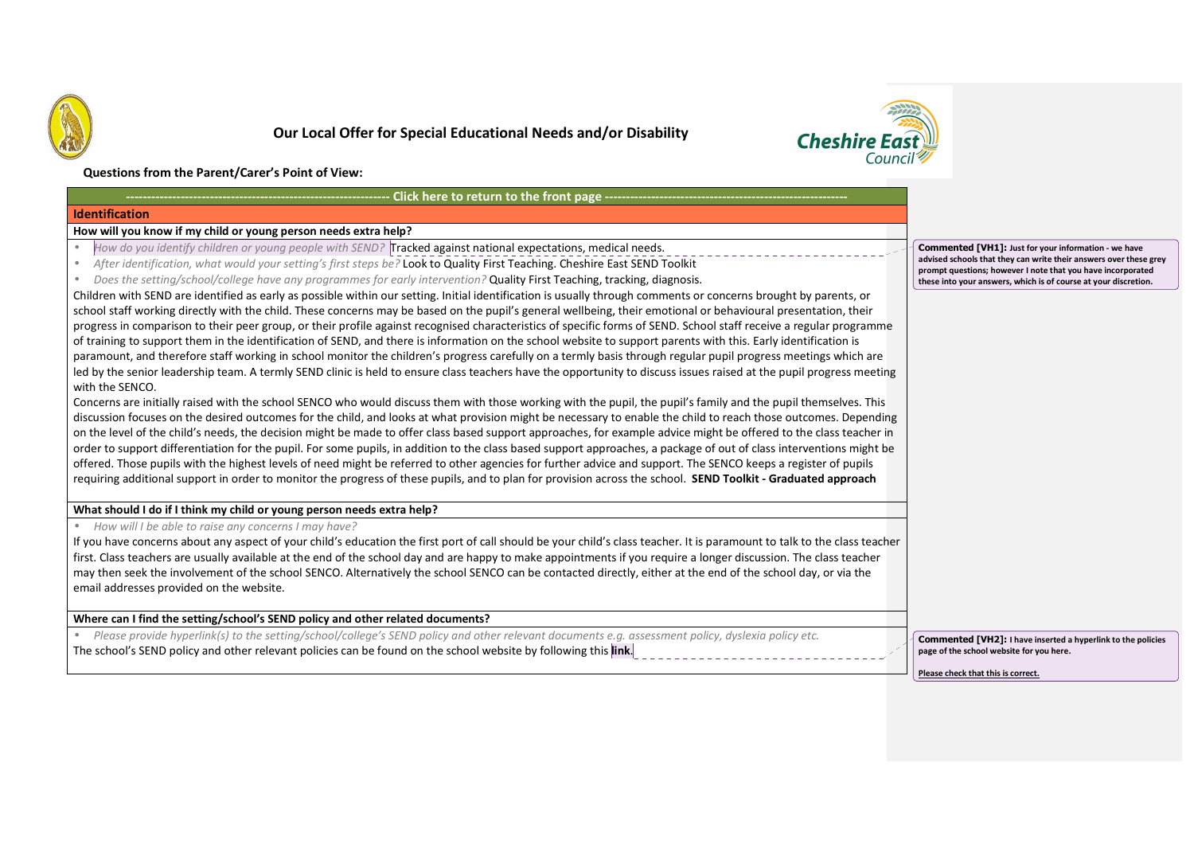# Our Local Offer for Special Educational Needs and/or Disability

**Questions from the Parent/Carer's Point of View:**

**------------------------------------------------------------ Click here to return to the front page ------------------------------------------------------------**

## Identification

**How will you know if my child or young person needs extra help?**

- *How do you identify children or young people with SEND?* Tracked against national expectations, medical needs.
- *After identification, what would your setting's first steps be?* Look to Quality First Teaching. Cheshire East SEND Toolkit
- *Does the setting/school/college have any programmes for early intervention?* Quality First Teaching, tracking, diagnosis.

Children with SEND are identified as early as possible within our setting. Initial identification is usually through comments or concerns brought by parents, or school staff working directly with the child. These concerns may be based on the pupil's general wellbeing, their emotional or behavioural presentation, their progress in comparison to their peer group, or their profile against recognised characteristics of specific forms of SEND. School staff receive a regular programme of training to support them in the identification of SEND, and there is information on the school website to support parents with this. Early identification is paramount, and therefore staff working in school monitor the children's progress carefully on a termly basis through regular pupil progress meetings which are led by the senior leadership team. A termly SEND clinic is held to ensure class teachers have the opportunity to discuss issues raised at the pupil progress meeting with the SENCO.

Concerns are initially raised with the school SENCO who would discuss them with those working with the pupil, the pupil's family and the pupil themselves. This discussion focuses on the desired outcomes for the child, and looks at what provision might be necessary to enable the child to reach those outcomes. Depending on the level of the child's needs, the decision might be made to offer class based support approaches, for example advice might be offered to the class teacher in order to support differentiation for the pupil. For some pupils, in addition to the class based support approaches, a package of out of class interventions might be offered. Those pupils with the highest levels of need might be referred to other agencies for further advice and support. The SENCO keeps a register of pupils requiring additional support in order to monitor the progress of these pupils, and to plan for provision across the school. **SEND Toolkit - Graduated approach**

**What should I do if I think my child or young person needs extra help?**

- *How will I be able to raise any concerns I may have?*

If you have concerns about any aspect of your child's education the first port of call should be your child's class teacher. It is paramount to talk to the class teacher first. Class teachers are usually available at the end of the school day and are happy to make appointments if you require a longer discussion. The class teacher may then seek the involvement of the school SENCO. Alternatively the school SENCO can be contacted directly, either at the end of the school day, or via the email addresses provided on the website.

**Where can I find the setting/school's SEND policy and other related documents?**

- *Please provide hyperlink(s) to the setting/school/college's SEND policy and other relevant documents e.g. assessment policy, dyslexia policy etc.*

The school's SEND policy and other relevant policies can be found on the school website by following this **link**.

**Commented [VH1]:** Just for your information - we have advised schools that they can write their answers over these grey prompt questions; however I note that you have incorporated these into your answers, which is of course at your discretion.

**Commented [VH2]:** I have inserted a hyperlink to the policies page of the school website for you here.

Please check that this is correct.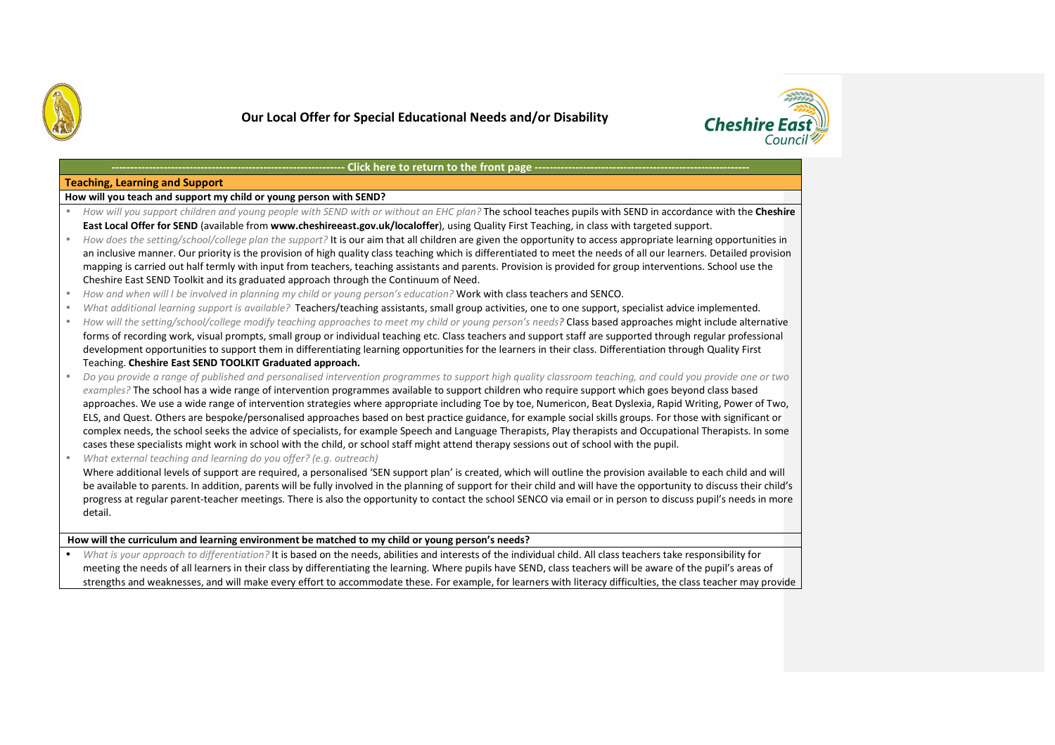**Our Local Offer for Special Educational Needs and/or Disability**

---------------------------------------------------------------- Click here to return to the front page ----------------------------------------------------------

**Teaching, Learning and Support**

**How will you teach and support my child or young person with SEND?**

- *How will you support children and young people with SEND with or without an EHC plan?* The school teaches pupils with SEND in accordance with the **Cheshire East Local Offer for SEND** (available from **www.cheshireeast.gov.uk/localoffer**), using Quality First Teaching, in class with targeted support.
- *How does the setting/school/college plan the support?* It is our aim that all children are given the opportunity to access appropriate learning opportunities in an inclusive manner. Our priority is the provision of high quality class teaching which is differentiated to meet the needs of all our learners. Detailed provision mapping is carried out half termly with input from teachers, teaching assistants and parents. Provision is provided for group interventions. School use the Cheshire East SEND Toolkit and its graduated approach through the Continuum of Need.
- *How and when will I be involved in planning my child or young person's education?* Work with class teachers and SENCO.
- *What additional learning support is available?* Teachers/teaching assistants, small group activities, one to one support, specialist advice implemented.
- *How will the setting/school/college modify teaching approaches to meet my child or young person's needs?* Class based approaches might include alternative forms of recording work, visual prompts, small group or individual teaching etc. Class teachers and support staff are supported through regular professional development opportunities to support them in differentiating learning opportunities for the learners in their class. Differentiation through Quality First Teaching. **Cheshire East SEND TOOLKIT Graduated approach.**
- *Do you provide a range of published and personalised intervention programmes to support high quality classroom teaching, and could you provide one or two examples?* The school has a wide range of intervention programmes available to support children who require support which goes beyond class based approaches. We use a wide range of intervention strategies where appropriate including Toe by toe, Numericon, Beat Dyslexia, Rapid Writing, Power of Two, ELS, and Quest. Others are bespoke/personalised approaches based on best practice guidance, for example social skills groups. For those with significant or complex needs, the school seeks the advice of specialists, for example Speech and Language Therapists, Play therapists and Occupational Therapists. In some cases these specialists might work in school with the child, or school staff might attend therapy sessions out of school with the pupil.
- *What external teaching and learning do you offer? (e.g. outreach)*
  Where additional levels of support are required, a personalised 'SEN support plan' is created, which will outline the provision available to each child and will be available to parents. In addition, parents will be fully involved in the planning of support for their child and will have the opportunity to discuss their child's progress at regular parent-teacher meetings. There is also the opportunity to contact the school SENCO via email or in person to discuss pupil's needs in more detail.

**How will the curriculum and learning environment be matched to my child or young person's needs?**

- *What is your approach to differentiation?* It is based on the needs, abilities and interests of the individual child. All class teachers take responsibility for meeting the needs of all learners in their class by differentiating the learning. Where pupils have SEND, class teachers will be aware of the pupil's areas of strengths and weaknesses, and will make every effort to accommodate these. For example, for learners with literacy difficulties, the class teacher may provide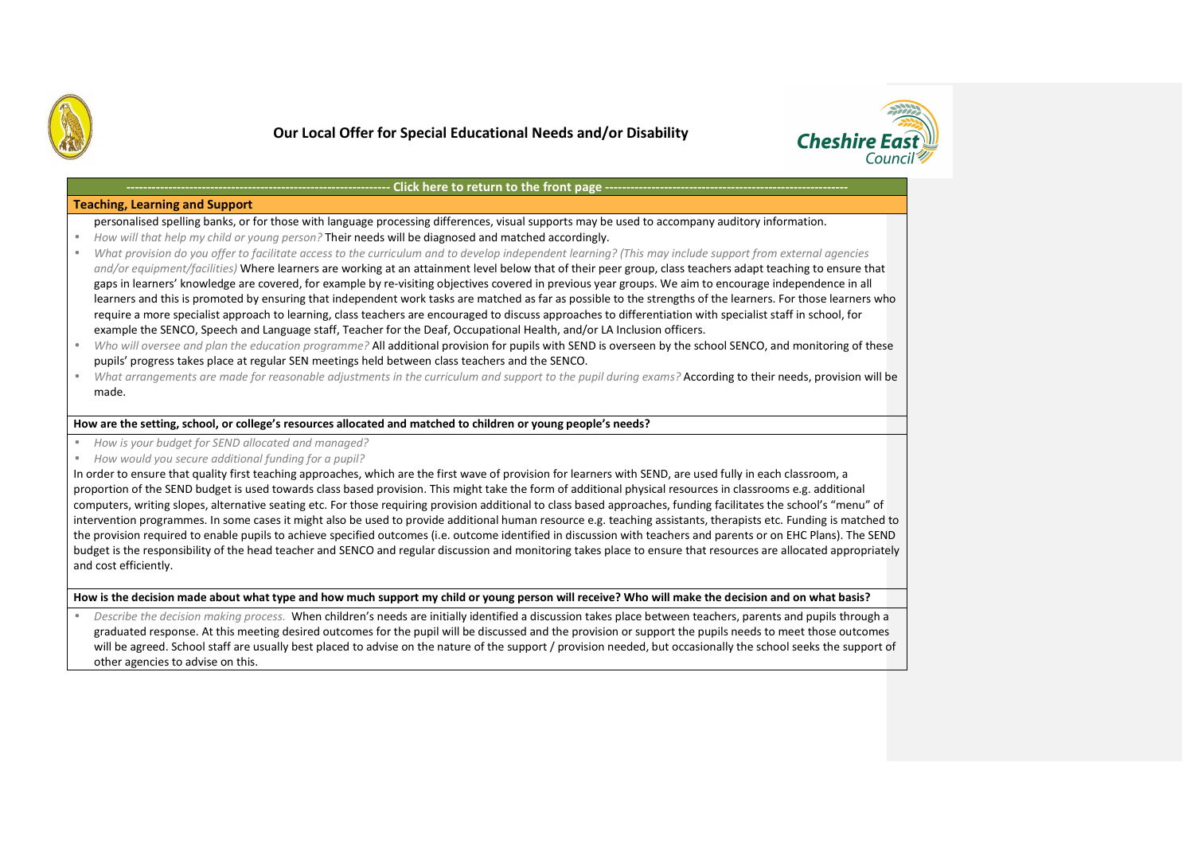# Our Local Offer for Special Educational Needs and/or Disability

**---------------------------------------------------------------- Click here to return to the front page ----------------------------------------------------------**

**Teaching, Learning and Support**

personalised spelling banks, or for those with language processing differences, visual supports may be used to accompany auditory information.

- *How will that help my child or young person?* Their needs will be diagnosed and matched accordingly.
- *What provision do you offer to facilitate access to the curriculum and to develop independent learning? (This may include support from external agencies and/or equipment/facilities)* Where learners are working at an attainment level below that of their peer group, class teachers adapt teaching to ensure that gaps in learners' knowledge are covered, for example by re-visiting objectives covered in previous year groups. We aim to encourage independence in all learners and this is promoted by ensuring that independent work tasks are matched as far as possible to the strengths of the learners. For those learners who require a more specialist approach to learning, class teachers are encouraged to discuss approaches to differentiation with specialist staff in school, for example the SENCO, Speech and Language staff, Teacher for the Deaf, Occupational Health, and/or LA Inclusion officers.
- *Who will oversee and plan the education programme?* All additional provision for pupils with SEND is overseen by the school SENCO, and monitoring of these pupils' progress takes place at regular SEN meetings held between class teachers and the SENCO.
- *What arrangements are made for reasonable adjustments in the curriculum and support to the pupil during exams?* According to their needs, provision will be made.

**How are the setting, school, or college's resources allocated and matched to children or young people's needs?**

- *How is your budget for SEND allocated and managed?*
- *How would you secure additional funding for a pupil?*

In order to ensure that quality first teaching approaches, which are the first wave of provision for learners with SEND, are used fully in each classroom, a proportion of the SEND budget is used towards class based provision. This might take the form of additional physical resources in classrooms e.g. additional computers, writing slopes, alternative seating etc. For those requiring provision additional to class based approaches, funding facilitates the school's "menu" of intervention programmes. In some cases it might also be used to provide additional human resource e.g. teaching assistants, therapists etc. Funding is matched to the provision required to enable pupils to achieve specified outcomes (i.e. outcome identified in discussion with teachers and parents or on EHC Plans). The SEND budget is the responsibility of the head teacher and SENCO and regular discussion and monitoring takes place to ensure that resources are allocated appropriately and cost efficiently.

**How is the decision made about what type and how much support my child or young person will receive? Who will make the decision and on what basis?**

- *Describe the decision making process.* When children's needs are initially identified a discussion takes place between teachers, parents and pupils through a graduated response. At this meeting desired outcomes for the pupil will be discussed and the provision or support the pupils needs to meet those outcomes will be agreed. School staff are usually best placed to advise on the nature of the support / provision needed, but occasionally the school seeks the support of other agencies to advise on this.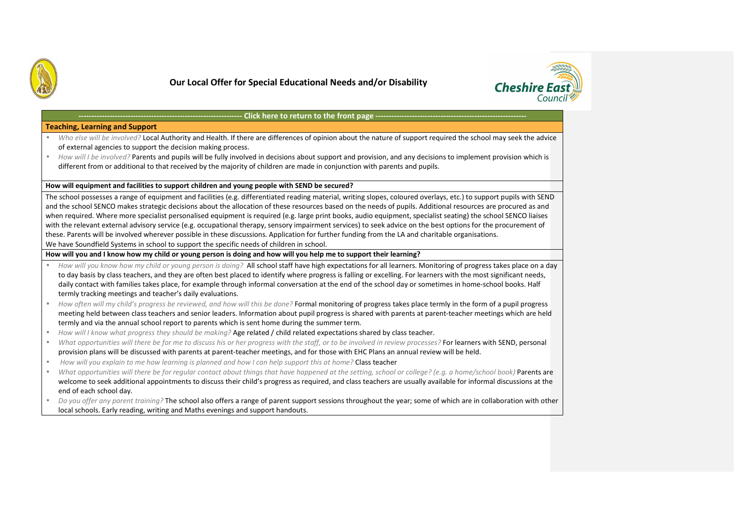# Our Local Offer for Special Educational Needs and/or Disability

---------------------------------------------------------------- Click here to return to the front page ----------------------------------------------------------------

## Teaching, Learning and Support

- *Who else will be involved?* Local Authority and Health. If there are differences of opinion about the nature of support required the school may seek the advice of external agencies to support the decision making process.
- *How will I be involved?* Parents and pupils will be fully involved in decisions about support and provision, and any decisions to implement provision which is different from or additional to that received by the majority of children are made in conjunction with parents and pupils.

**How will equipment and facilities to support children and young people with SEND be secured?**

The school possesses a range of equipment and facilities (e.g. differentiated reading material, writing slopes, coloured overlays, etc.) to support pupils with SEND and the school SENCO makes strategic decisions about the allocation of these resources based on the needs of pupils. Additional resources are procured as and when required. Where more specialist personalised equipment is required (e.g. large print books, audio equipment, specialist seating) the school SENCO liaises with the relevant external advisory service (e.g. occupational therapy, sensory impairment services) to seek advice on the best options for the procurement of these. Parents will be involved wherever possible in these discussions. Application for further funding from the LA and charitable organisations.
We have Soundfield Systems in school to support the specific needs of children in school.

**How will you and I know how my child or young person is doing and how will you help me to support their learning?**

- *How will you know how my child or young person is doing?* All school staff have high expectations for all learners. Monitoring of progress takes place on a day to day basis by class teachers, and they are often best placed to identify where progress is falling or excelling. For learners with the most significant needs, daily contact with families takes place, for example through informal conversation at the end of the school day or sometimes in home-school books. Half termly tracking meetings and teacher's daily evaluations.
- *How often will my child's progress be reviewed, and how will this be done?* Formal monitoring of progress takes place termly in the form of a pupil progress meeting held between class teachers and senior leaders. Information about pupil progress is shared with parents at parent-teacher meetings which are held termly and via the annual school report to parents which is sent home during the summer term.
- *How will I know what progress they should be making?* Age related / child related expectations shared by class teacher.
- *What opportunities will there be for me to discuss his or her progress with the staff, or to be involved in review processes?* For learners with SEND, personal provision plans will be discussed with parents at parent-teacher meetings, and for those with EHC Plans an annual review will be held.
- *How will you explain to me how learning is planned and how I can help support this at home?* Class teacher
- *What opportunities will there be for regular contact about things that have happened at the setting, school or college? (e.g. a home/school book)* Parents are welcome to seek additional appointments to discuss their child's progress as required, and class teachers are usually available for informal discussions at the end of each school day.
- *Do you offer any parent training?* The school also offers a range of parent support sessions throughout the year; some of which are in collaboration with other local schools. Early reading, writing and Maths evenings and support handouts.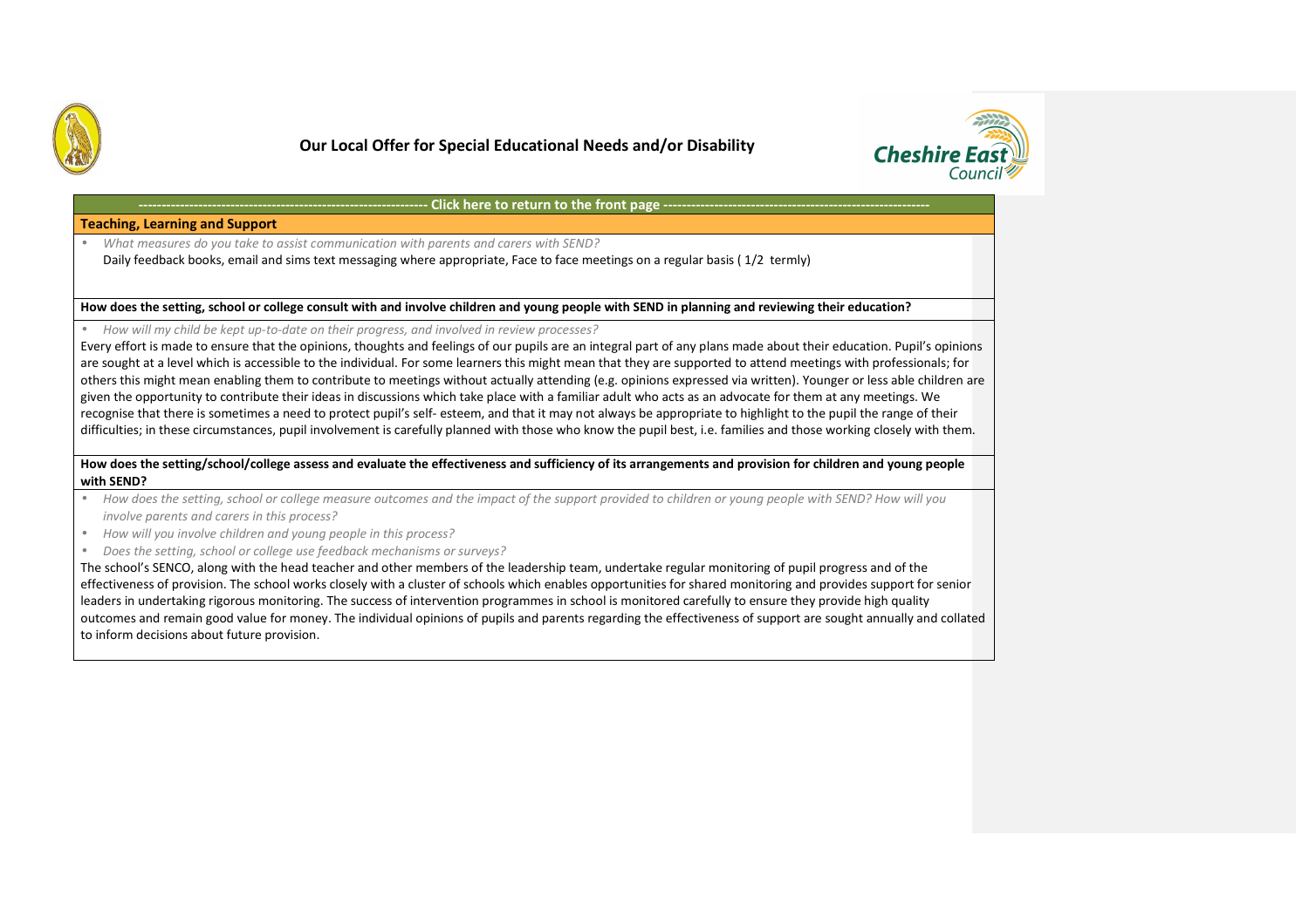# Our Local Offer for Special Educational Needs and/or Disability

**---------------------------------------------------------------- Click here to return to the front page ----------------------------------------------------------**

**Teaching, Learning and Support**

- *What measures do you take to assist communication with parents and carers with SEND?*

Daily feedback books, email and sims text messaging where appropriate, Face to face meetings on a regular basis ( 1/2 termly)

**How does the setting, school or college consult with and involve children and young people with SEND in planning and reviewing their education?**

- *How will my child be kept up-to-date on their progress, and involved in review processes?*

Every effort is made to ensure that the opinions, thoughts and feelings of our pupils are an integral part of any plans made about their education. Pupil's opinions are sought at a level which is accessible to the individual. For some learners this might mean that they are supported to attend meetings with professionals; for others this might mean enabling them to contribute to meetings without actually attending (e.g. opinions expressed via written). Younger or less able children are given the opportunity to contribute their ideas in discussions which take place with a familiar adult who acts as an advocate for them at any meetings. We recognise that there is sometimes a need to protect pupil's self- esteem, and that it may not always be appropriate to highlight to the pupil the range of their difficulties; in these circumstances, pupil involvement is carefully planned with those who know the pupil best, i.e. families and those working closely with them.

**How does the setting/school/college assess and evaluate the effectiveness and sufficiency of its arrangements and provision for children and young people with SEND?**

- *How does the setting, school or college measure outcomes and the impact of the support provided to children or young people with SEND? How will you involve parents and carers in this process?*
- *How will you involve children and young people in this process?*
- *Does the setting, school or college use feedback mechanisms or surveys?*

The school's SENCO, along with the head teacher and other members of the leadership team, undertake regular monitoring of pupil progress and of the effectiveness of provision. The school works closely with a cluster of schools which enables opportunities for shared monitoring and provides support for senior leaders in undertaking rigorous monitoring. The success of intervention programmes in school is monitored carefully to ensure they provide high quality outcomes and remain good value for money. The individual opinions of pupils and parents regarding the effectiveness of support are sought annually and collated to inform decisions about future provision.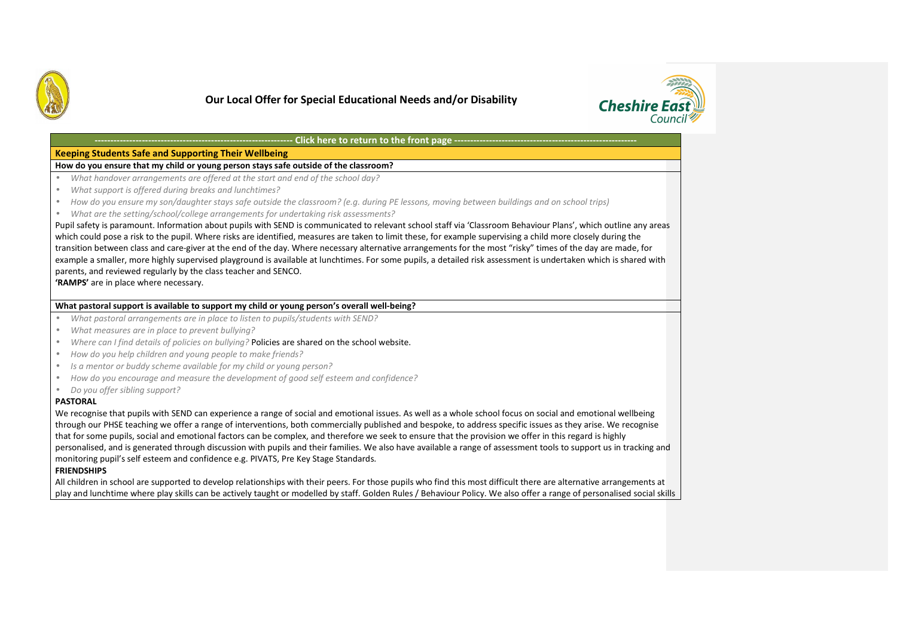# Our Local Offer for Special Educational Needs and/or Disability

---------------------------------------------------------------- Click here to return to the front page ----------------------------------------------------------------

## Keeping Students Safe and Supporting Their Wellbeing

### How do you ensure that my child or young person stays safe outside of the classroom?

- *What handover arrangements are offered at the start and end of the school day?*
- *What support is offered during breaks and lunchtimes?*
- *How do you ensure my son/daughter stays safe outside the classroom? (e.g. during PE lessons, moving between buildings and on school trips)*
- *What are the setting/school/college arrangements for undertaking risk assessments?*

Pupil safety is paramount. Information about pupils with SEND is communicated to relevant school staff via 'Classroom Behaviour Plans', which outline any areas which could pose a risk to the pupil. Where risks are identified, measures are taken to limit these, for example supervising a child more closely during the transition between class and care-giver at the end of the day. Where necessary alternative arrangements for the most "risky" times of the day are made, for example a smaller, more highly supervised playground is available at lunchtimes. For some pupils, a detailed risk assessment is undertaken which is shared with parents, and reviewed regularly by the class teacher and SENCO.

**'RAMPS'** are in place where necessary.

### What pastoral support is available to support my child or young person's overall well-being?

- *What pastoral arrangements are in place to listen to pupils/students with SEND?*
- *What measures are in place to prevent bullying?*
- *Where can I find details of policies on bullying?* Policies are shared on the school website.
- *How do you help children and young people to make friends?*
- *Is a mentor or buddy scheme available for my child or young person?*
- *How do you encourage and measure the development of good self esteem and confidence?*
- *Do you offer sibling support?*

**PASTORAL**

We recognise that pupils with SEND can experience a range of social and emotional issues. As well as a whole school focus on social and emotional wellbeing through our PHSE teaching we offer a range of interventions, both commercially published and bespoke, to address specific issues as they arise. We recognise that for some pupils, social and emotional factors can be complex, and therefore we seek to ensure that the provision we offer in this regard is highly personalised, and is generated through discussion with pupils and their families. We also have available a range of assessment tools to support us in tracking and monitoring pupil's self esteem and confidence e.g. PIVATS, Pre Key Stage Standards.

**FRIENDSHIPS**

All children in school are supported to develop relationships with their peers. For those pupils who find this most difficult there are alternative arrangements at play and lunchtime where play skills can be actively taught or modelled by staff. Golden Rules / Behaviour Policy. We also offer a range of personalised social skills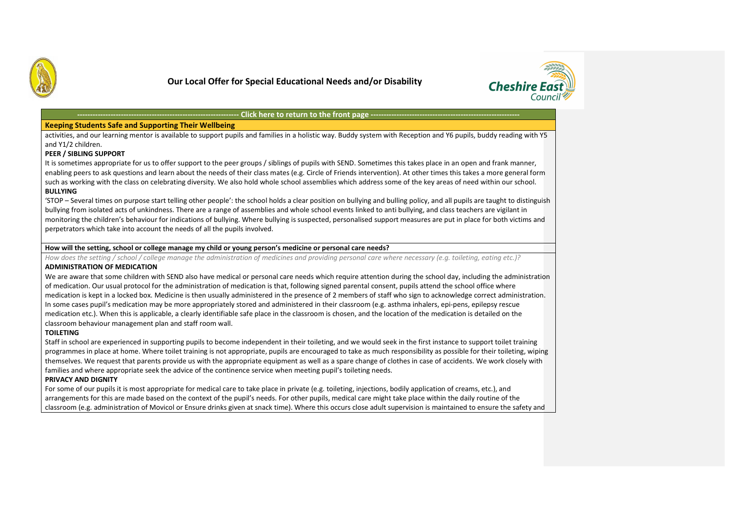# Our Local Offer for Special Educational Needs and/or Disability

---------------------------------------------------------------- Click here to return to the front page ----------------------------------------------------------

## Keeping Students Safe and Supporting Their Wellbeing

activities, and our learning mentor is available to support pupils and families in a holistic way. Buddy system with Reception and Y6 pupils, buddy reading with Y5 and Y1/2 children.

**PEER / SIBLING SUPPORT**

It is sometimes appropriate for us to offer support to the peer groups / siblings of pupils with SEND. Sometimes this takes place in an open and frank manner, enabling peers to ask questions and learn about the needs of their class mates (e.g. Circle of Friends intervention). At other times this takes a more general form such as working with the class on celebrating diversity. We also hold whole school assemblies which address some of the key areas of need within our school.

**BULLYING**

'STOP – Several times on purpose start telling other people': the school holds a clear position on bullying and bulling policy, and all pupils are taught to distinguish bullying from isolated acts of unkindness. There are a range of assemblies and whole school events linked to anti bullying, and class teachers are vigilant in monitoring the children's behaviour for indications of bullying. Where bullying is suspected, personalised support measures are put in place for both victims and perpetrators which take into account the needs of all the pupils involved.

### How will the setting, school or college manage my child or young person's medicine or personal care needs?

*How does the setting / school / college manage the administration of medicines and providing personal care where necessary (e.g. toileting, eating etc.)?*

**ADMINISTRATION OF MEDICATION**

We are aware that some children with SEND also have medical or personal care needs which require attention during the school day, including the administration of medication. Our usual protocol for the administration of medication is that, following signed parental consent, pupils attend the school office where medication is kept in a locked box. Medicine is then usually administered in the presence of 2 members of staff who sign to acknowledge correct administration. In some cases pupil's medication may be more appropriately stored and administered in their classroom (e.g. asthma inhalers, epi-pens, epilepsy rescue medication etc.). When this is applicable, a clearly identifiable safe place in the classroom is chosen, and the location of the medication is detailed on the classroom behaviour management plan and staff room wall.

**TOILETING**

Staff in school are experienced in supporting pupils to become independent in their toileting, and we would seek in the first instance to support toilet training programmes in place at home. Where toilet training is not appropriate, pupils are encouraged to take as much responsibility as possible for their toileting, wiping themselves. We request that parents provide us with the appropriate equipment as well as a spare change of clothes in case of accidents. We work closely with families and where appropriate seek the advice of the continence service when meeting pupil's toileting needs.

**PRIVACY AND DIGNITY**

For some of our pupils it is most appropriate for medical care to take place in private (e.g. toileting, injections, bodily application of creams, etc.), and arrangements for this are made based on the context of the pupil's needs. For other pupils, medical care might take place within the daily routine of the classroom (e.g. administration of Movicol or Ensure drinks given at snack time). Where this occurs close adult supervision is maintained to ensure the safety and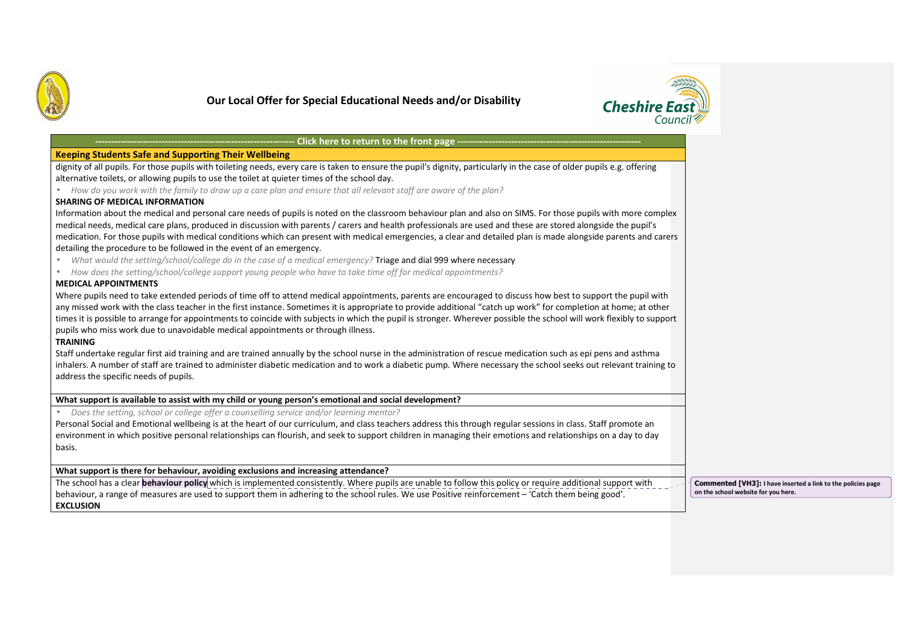# Our Local Offer for Special Educational Needs and/or Disability

------------------------------------------------------------ Click here to return to the front page ------------------------------------------------------------

**Keeping Students Safe and Supporting Their Wellbeing**

dignity of all pupils. For those pupils with toileting needs, every care is taken to ensure the pupil's dignity, particularly in the case of older pupils e.g. offering alternative toilets, or allowing pupils to use the toilet at quieter times of the school day.

- *How do you work with the family to draw up a care plan and ensure that all relevant staff are aware of the plan?*

**SHARING OF MEDICAL INFORMATION**

Information about the medical and personal care needs of pupils is noted on the classroom behaviour plan and also on SIMS. For those pupils with more complex medical needs, medical care plans, produced in discussion with parents / carers and health professionals are used and these are stored alongside the pupil's medication. For those pupils with medical conditions which can present with medical emergencies, a clear and detailed plan is made alongside parents and carers detailing the procedure to be followed in the event of an emergency.

- *What would the setting/school/college do in the case of a medical emergency?* Triage and dial 999 where necessary
- *How does the setting/school/college support young people who have to take time off for medical appointments?*

**MEDICAL APPOINTMENTS**

Where pupils need to take extended periods of time off to attend medical appointments, parents are encouraged to discuss how best to support the pupil with any missed work with the class teacher in the first instance. Sometimes it is appropriate to provide additional "catch up work" for completion at home; at other times it is possible to arrange for appointments to coincide with subjects in which the pupil is stronger. Wherever possible the school will work flexibly to support pupils who miss work due to unavoidable medical appointments or through illness.

**TRAINING**

Staff undertake regular first aid training and are trained annually by the school nurse in the administration of rescue medication such as epi pens and asthma inhalers. A number of staff are trained to administer diabetic medication and to work a diabetic pump. Where necessary the school seeks out relevant training to address the specific needs of pupils.

**What support is available to assist with my child or young person's emotional and social development?**

- *Does the setting, school or college offer a counselling service and/or learning mentor?*

Personal Social and Emotional wellbeing is at the heart of our curriculum, and class teachers address this through regular sessions in class. Staff promote an environment in which positive personal relationships can flourish, and seek to support children in managing their emotions and relationships on a day to day basis.

**What support is there for behaviour, avoiding exclusions and increasing attendance?**

The school has a clear **behaviour policy** which is implemented consistently. Where pupils are unable to follow this policy or require additional support with behaviour, a range of measures are used to support them in adhering to the school rules. We use Positive reinforcement – 'Catch them being good'.

**EXCLUSION**

**Commented [VH3]:** I have inserted a link to the policies page on the school website for you here.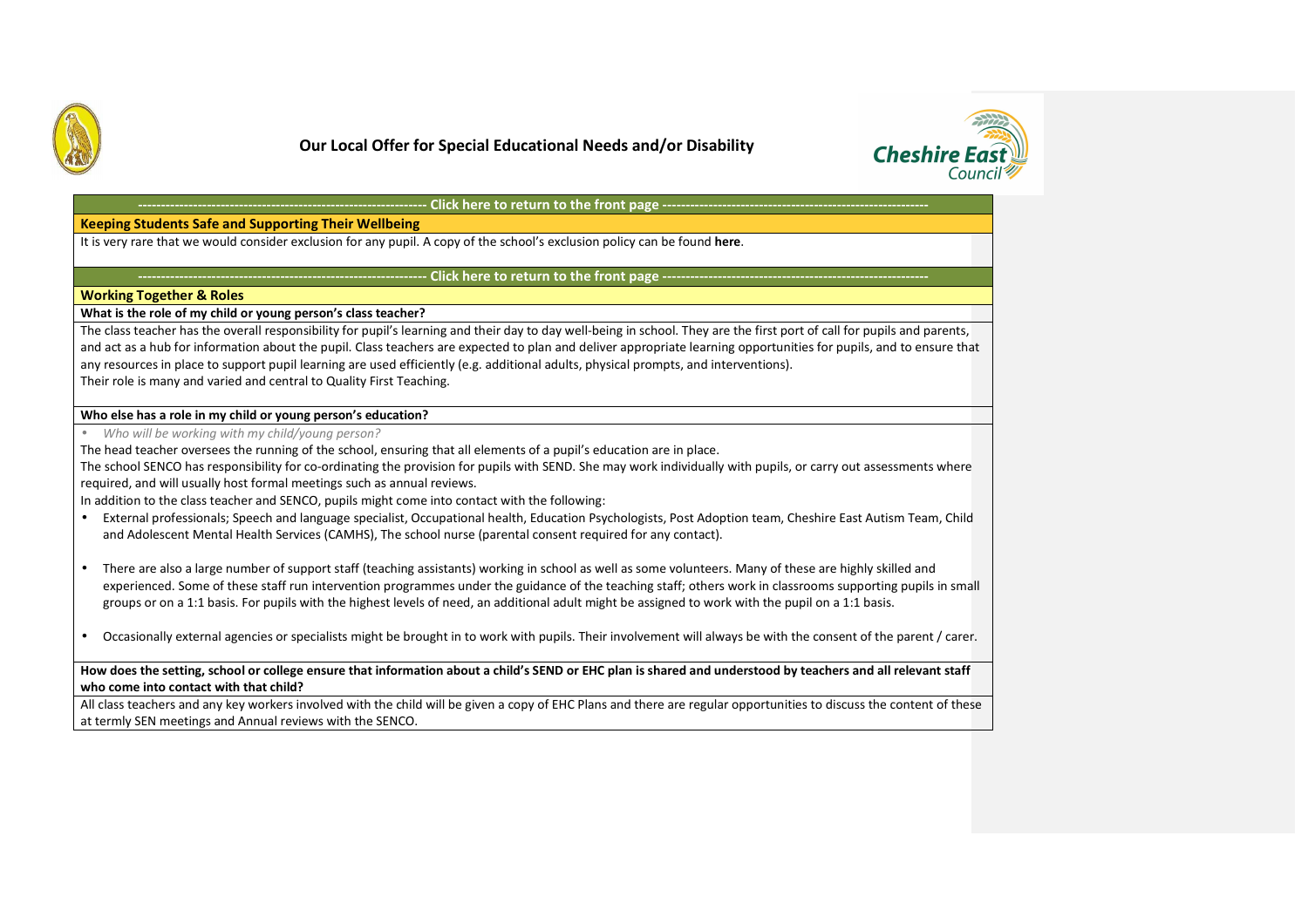# Our Local Offer for Special Educational Needs and/or Disability

---------------------------------------------------------------- Click here to return to the front page ----------------------------------------------------------

## Keeping Students Safe and Supporting Their Wellbeing

It is very rare that we would consider exclusion for any pupil. A copy of the school's exclusion policy can be found **here**.

---------------------------------------------------------------- Click here to return to the front page ----------------------------------------------------------

## Working Together & Roles

### What is the role of my child or young person's class teacher?

The class teacher has the overall responsibility for pupil's learning and their day to day well-being in school. They are the first port of call for pupils and parents, and act as a hub for information about the pupil. Class teachers are expected to plan and deliver appropriate learning opportunities for pupils, and to ensure that any resources in place to support pupil learning are used efficiently (e.g. additional adults, physical prompts, and interventions).
Their role is many and varied and central to Quality First Teaching.

### Who else has a role in my child or young person's education?

- *Who will be working with my child/young person?*

The head teacher oversees the running of the school, ensuring that all elements of a pupil's education are in place.
The school SENCO has responsibility for co-ordinating the provision for pupils with SEND. She may work individually with pupils, or carry out assessments where required, and will usually host formal meetings such as annual reviews.
In addition to the class teacher and SENCO, pupils might come into contact with the following:

- External professionals; Speech and language specialist, Occupational health, Education Psychologists, Post Adoption team, Cheshire East Autism Team, Child and Adolescent Mental Health Services (CAMHS), The school nurse (parental consent required for any contact).
- There are also a large number of support staff (teaching assistants) working in school as well as some volunteers. Many of these are highly skilled and experienced. Some of these staff run intervention programmes under the guidance of the teaching staff; others work in classrooms supporting pupils in small groups or on a 1:1 basis. For pupils with the highest levels of need, an additional adult might be assigned to work with the pupil on a 1:1 basis.
- Occasionally external agencies or specialists might be brought in to work with pupils. Their involvement will always be with the consent of the parent / carer.

### How does the setting, school or college ensure that information about a child's SEND or EHC plan is shared and understood by teachers and all relevant staff who come into contact with that child?

All class teachers and any key workers involved with the child will be given a copy of EHC Plans and there are regular opportunities to discuss the content of these at termly SEN meetings and Annual reviews with the SENCO.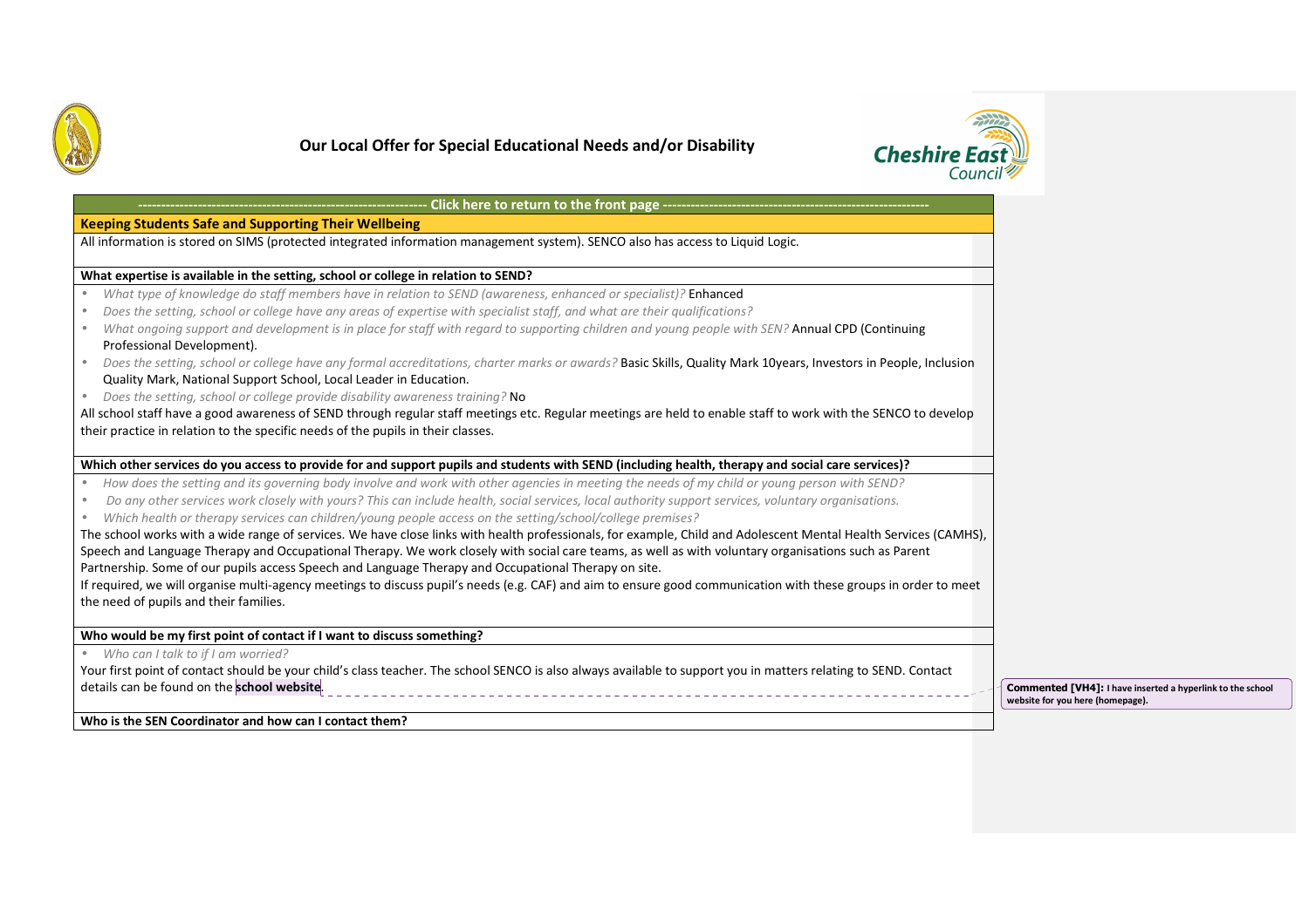# Our Local Offer for Special Educational Needs and/or Disability

---------------------------------------------------------------- Click here to return to the front page ----------------------------------------------------------------

**Keeping Students Safe and Supporting Their Wellbeing**

All information is stored on SIMS (protected integrated information management system). SENCO also has access to Liquid Logic.

**What expertise is available in the setting, school or college in relation to SEND?**

- *What type of knowledge do staff members have in relation to SEND (awareness, enhanced or specialist)?* Enhanced
- *Does the setting, school or college have any areas of expertise with specialist staff, and what are their qualifications?*
- *What ongoing support and development is in place for staff with regard to supporting children and young people with SEN?* Annual CPD (Continuing Professional Development).
- *Does the setting, school or college have any formal accreditations, charter marks or awards?* Basic Skills, Quality Mark 10years, Investors in People, Inclusion Quality Mark, National Support School, Local Leader in Education.
- *Does the setting, school or college provide disability awareness training?* No

All school staff have a good awareness of SEND through regular staff meetings etc. Regular meetings are held to enable staff to work with the SENCO to develop their practice in relation to the specific needs of the pupils in their classes.

**Which other services do you access to provide for and support pupils and students with SEND (including health, therapy and social care services)?**

- *How does the setting and its governing body involve and work with other agencies in meeting the needs of my child or young person with SEND?*
- *Do any other services work closely with yours? This can include health, social services, local authority support services, voluntary organisations.*
- *Which health or therapy services can children/young people access on the setting/school/college premises?*

The school works with a wide range of services. We have close links with health professionals, for example, Child and Adolescent Mental Health Services (CAMHS), Speech and Language Therapy and Occupational Therapy. We work closely with social care teams, as well as with voluntary organisations such as Parent Partnership. Some of our pupils access Speech and Language Therapy and Occupational Therapy on site.

If required, we will organise multi-agency meetings to discuss pupil's needs (e.g. CAF) and aim to ensure good communication with these groups in order to meet the need of pupils and their families.

**Who would be my first point of contact if I want to discuss something?**

- *Who can I talk to if I am worried?*

Your first point of contact should be your child's class teacher. The school SENCO is also always available to support you in matters relating to SEND. Contact details can be found on the **school website**.

**Commented [VH4]:** I have inserted a hyperlink to the school website for you here (homepage).

**Who is the SEN Coordinator and how can I contact them?**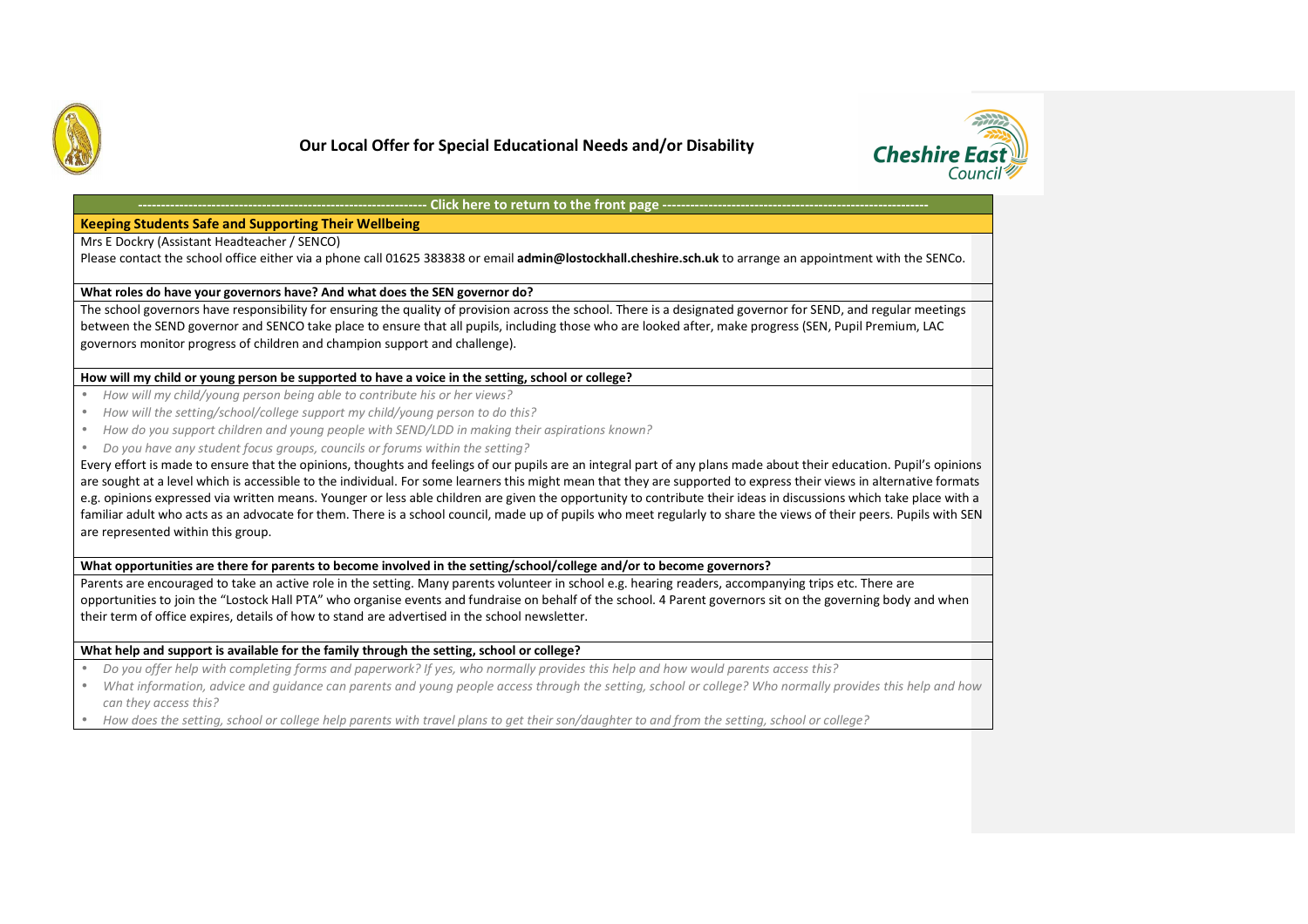# Our Local Offer for Special Educational Needs and/or Disability

---------------------------------------------------------------- Click here to return to the front page ----------------------------------------------------------

## Keeping Students Safe and Supporting Their Wellbeing

Mrs E Dockry (Assistant Headteacher / SENCO)

Please contact the school office either via a phone call 01625 383838 or email **admin@lostockhall.cheshire.sch.uk** to arrange an appointment with the SENCo.

### What roles do have your governors have? And what does the SEN governor do?

The school governors have responsibility for ensuring the quality of provision across the school. There is a designated governor for SEND, and regular meetings between the SEND governor and SENCO take place to ensure that all pupils, including those who are looked after, make progress (SEN, Pupil Premium, LAC governors monitor progress of children and champion support and challenge).

### How will my child or young person be supported to have a voice in the setting, school or college?

- *How will my child/young person being able to contribute his or her views?*
- *How will the setting/school/college support my child/young person to do this?*
- *How do you support children and young people with SEND/LDD in making their aspirations known?*
- *Do you have any student focus groups, councils or forums within the setting?*

Every effort is made to ensure that the opinions, thoughts and feelings of our pupils are an integral part of any plans made about their education. Pupil's opinions are sought at a level which is accessible to the individual. For some learners this might mean that they are supported to express their views in alternative formats e.g. opinions expressed via written means. Younger or less able children are given the opportunity to contribute their ideas in discussions which take place with a familiar adult who acts as an advocate for them. There is a school council, made up of pupils who meet regularly to share the views of their peers. Pupils with SEN are represented within this group.

### What opportunities are there for parents to become involved in the setting/school/college and/or to become governors?

Parents are encouraged to take an active role in the setting. Many parents volunteer in school e.g. hearing readers, accompanying trips etc. There are opportunities to join the "Lostock Hall PTA" who organise events and fundraise on behalf of the school. 4 Parent governors sit on the governing body and when their term of office expires, details of how to stand are advertised in the school newsletter.

### What help and support is available for the family through the setting, school or college?

- *Do you offer help with completing forms and paperwork? If yes, who normally provides this help and how would parents access this?*
- *What information, advice and guidance can parents and young people access through the setting, school or college? Who normally provides this help and how can they access this?*
- *How does the setting, school or college help parents with travel plans to get their son/daughter to and from the setting, school or college?*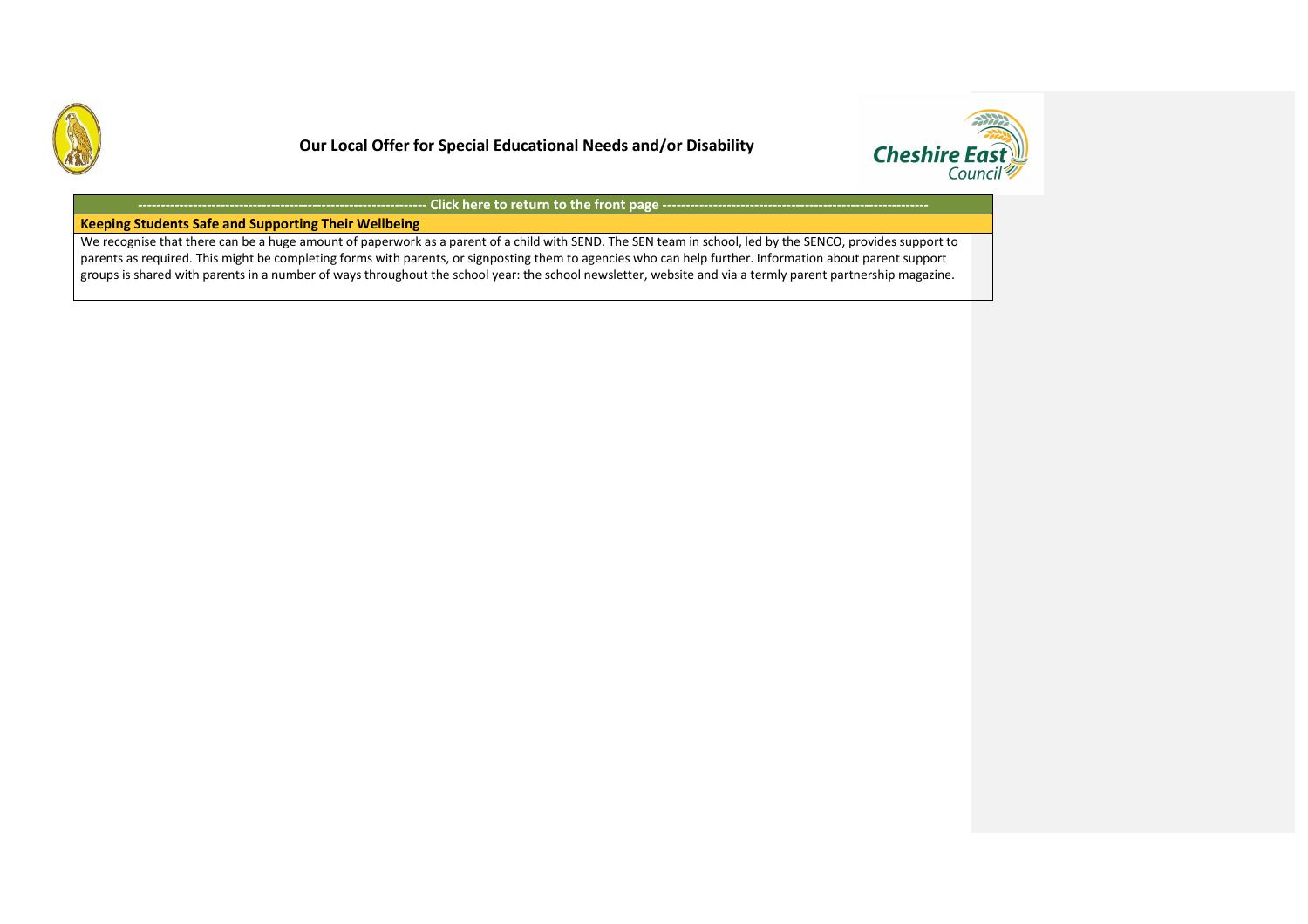**Our Local Offer for Special Educational Needs and/or Disability**

---------------------------------------------------------------- Click here to return to the front page ----------------------------------------------------------

**Keeping Students Safe and Supporting Their Wellbeing**

We recognise that there can be a huge amount of paperwork as a parent of a child with SEND. The SEN team in school, led by the SENCO, provides support to parents as required. This might be completing forms with parents, or signposting them to agencies who can help further. Information about parent support groups is shared with parents in a number of ways throughout the school year: the school newsletter, website and via a termly parent partnership magazine.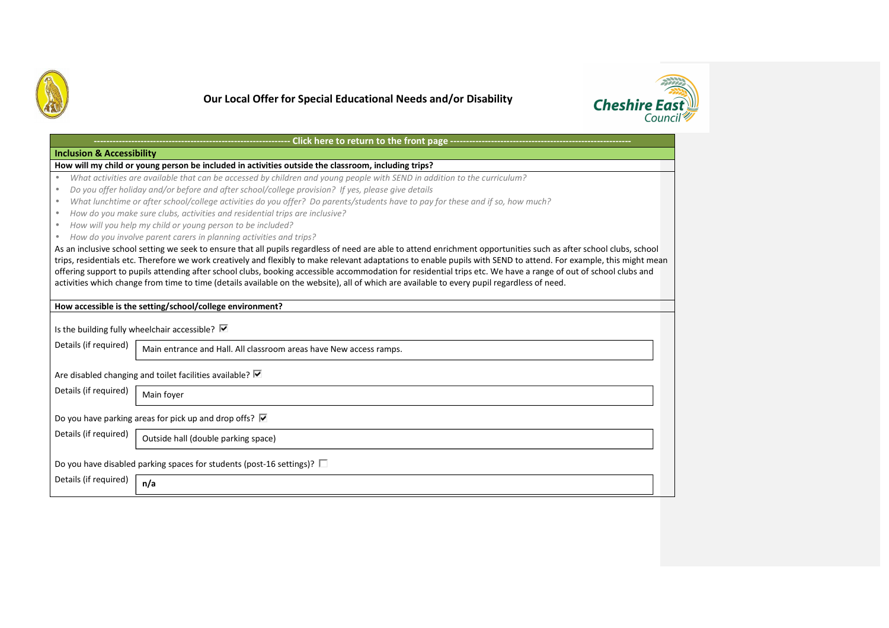# Our Local Offer for Special Educational Needs and/or Disability

**---------------------------------------------------------------- Click here to return to the front page ----------------------------------------------------------**

## Inclusion & Accessibility

**How will my child or young person be included in activities outside the classroom, including trips?**

- *What activities are available that can be accessed by children and young people with SEND in addition to the curriculum?*
- *Do you offer holiday and/or before and after school/college provision? If yes, please give details*
- *What lunchtime or after school/college activities do you offer? Do parents/students have to pay for these and if so, how much?*
- *How do you make sure clubs, activities and residential trips are inclusive?*
- *How will you help my child or young person to be included?*
- *How do you involve parent carers in planning activities and trips?*

As an inclusive school setting we seek to ensure that all pupils regardless of need are able to attend enrichment opportunities such as after school clubs, school trips, residentials etc. Therefore we work creatively and flexibly to make relevant adaptations to enable pupils with SEND to attend. For example, this might mean offering support to pupils attending after school clubs, booking accessible accommodation for residential trips etc. We have a range of out of school clubs and activities which change from time to time (details available on the website), all of which are available to every pupil regardless of need.

**How accessible is the setting/school/college environment?**

Is the building fully wheelchair accessible? ☑

Details (if required): Main entrance and Hall. All classroom areas have New access ramps.

Are disabled changing and toilet facilities available? ☑

Details (if required): Main foyer

Do you have parking areas for pick up and drop offs? ☑

Details (if required): Outside hall (double parking space)

Do you have disabled parking spaces for students (post-16 settings)? ☐

Details (if required): **n/a**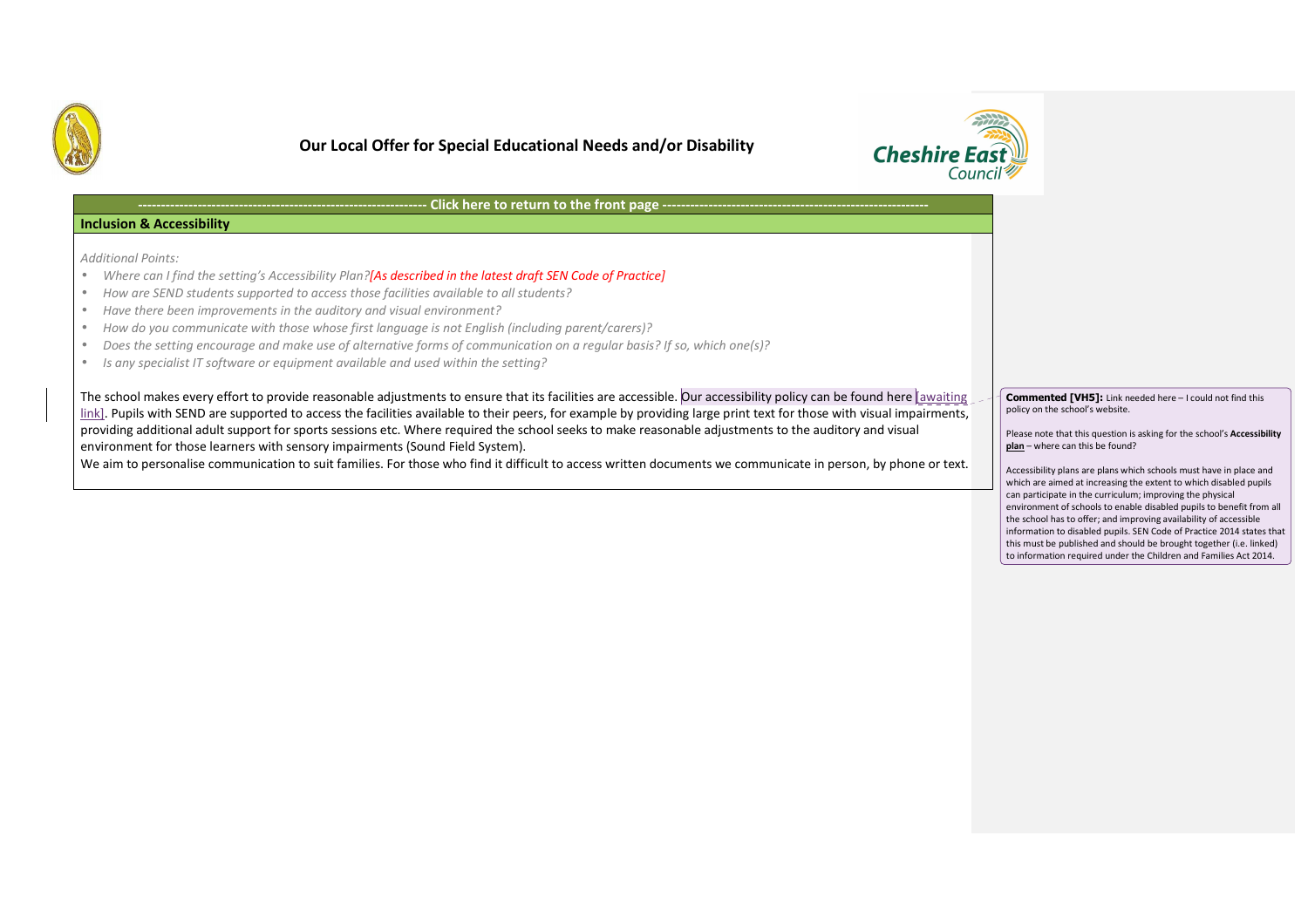**Our Local Offer for Special Educational Needs and/or Disability**

---------------------------------------------------------------- Click here to return to the front page ----------------------------------------------------------

**Inclusion & Accessibility**

*Additional Points:*

- *Where can I find the setting's Accessibility Plan?[As described in the latest draft SEN Code of Practice]*
- *How are SEND students supported to access those facilities available to all students?*
- *Have there been improvements in the auditory and visual environment?*
- *How do you communicate with those whose first language is not English (including parent/carers)?*
- *Does the setting encourage and make use of alternative forms of communication on a regular basis? If so, which one(s)?*
- *Is any specialist IT software or equipment available and used within the setting?*

The school makes every effort to provide reasonable adjustments to ensure that its facilities are accessible. Our accessibility policy can be found here [awaiting link]. Pupils with SEND are supported to access the facilities available to their peers, for example by providing large print text for those with visual impairments, providing additional adult support for sports sessions etc. Where required the school seeks to make reasonable adjustments to the auditory and visual environment for those learners with sensory impairments (Sound Field System).

We aim to personalise communication to suit families. For those who find it difficult to access written documents we communicate in person, by phone or text.

**Commented [VH5]:** Link needed here – I could not find this policy on the school's website.

Please note that this question is asking for the school's **Accessibility plan** – where can this be found?

Accessibility plans are plans which schools must have in place and which are aimed at increasing the extent to which disabled pupils can participate in the curriculum; improving the physical environment of schools to enable disabled pupils to benefit from all the school has to offer; and improving availability of accessible information to disabled pupils. SEN Code of Practice 2014 states that this must be published and should be brought together (i.e. linked) to information required under the Children and Families Act 2014.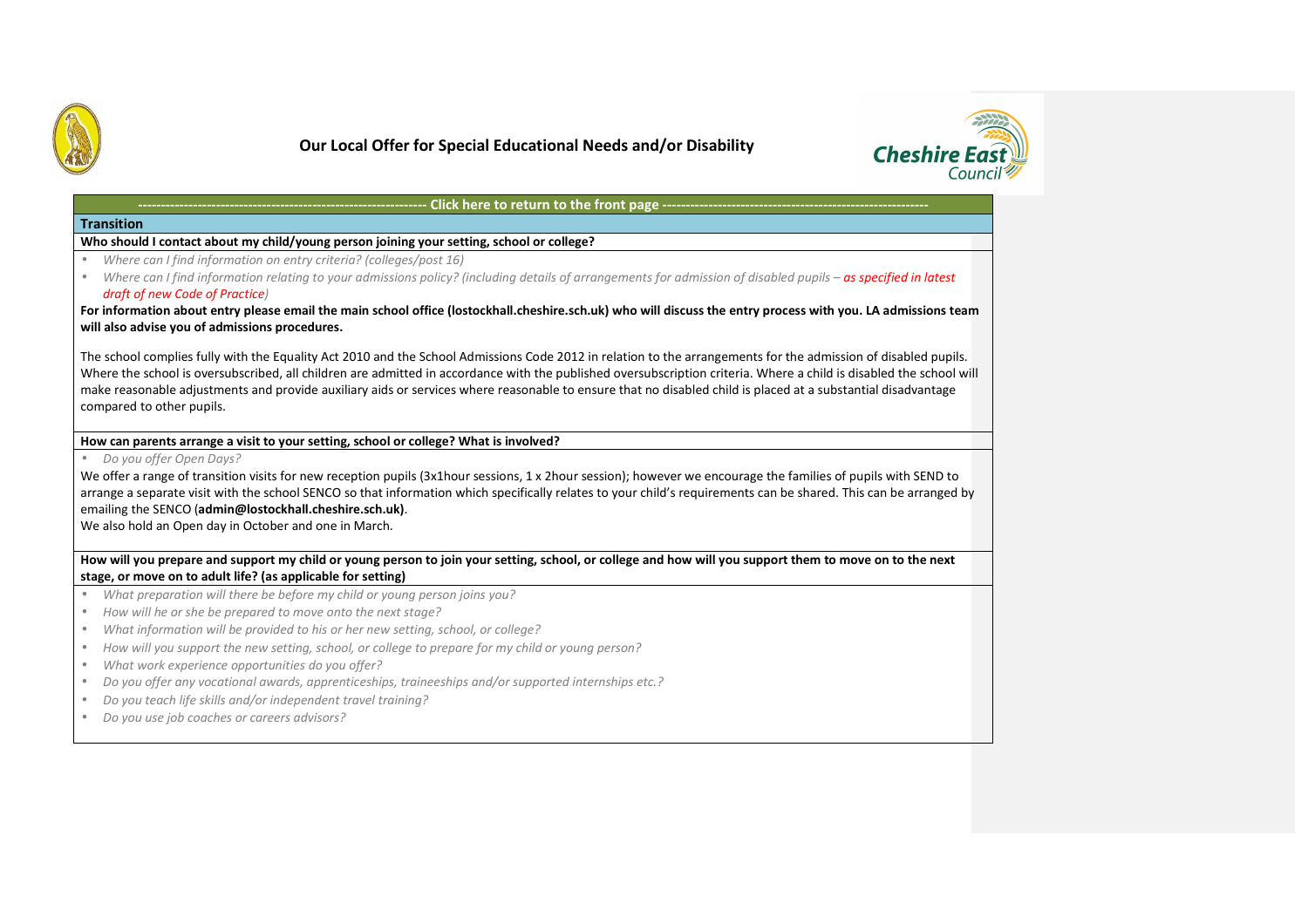# Our Local Offer for Special Educational Needs and/or Disability

**---------------------------------------------------------------- Click here to return to the front page ----------------------------------------------------------**

## Transition

**Who should I contact about my child/young person joining your setting, school or college?**

- *Where can I find information on entry criteria? (colleges/post 16)*
- *Where can I find information relating to your admissions policy? (including details of arrangements for admission of disabled pupils – as specified in latest draft of new Code of Practice)*

**For information about entry please email the main school office (lostockhall.cheshire.sch.uk) who will discuss the entry process with you. LA admissions team will also advise you of admissions procedures.**

The school complies fully with the Equality Act 2010 and the School Admissions Code 2012 in relation to the arrangements for the admission of disabled pupils. Where the school is oversubscribed, all children are admitted in accordance with the published oversubscription criteria. Where a child is disabled the school will make reasonable adjustments and provide auxiliary aids or services where reasonable to ensure that no disabled child is placed at a substantial disadvantage compared to other pupils.

**How can parents arrange a visit to your setting, school or college? What is involved?**

- *Do you offer Open Days?*

We offer a range of transition visits for new reception pupils (3x1hour sessions, 1 x 2hour session); however we encourage the families of pupils with SEND to arrange a separate visit with the school SENCO so that information which specifically relates to your child's requirements can be shared. This can be arranged by emailing the SENCO (**admin@lostockhall.cheshire.sch.uk)**.

We also hold an Open day in October and one in March.

**How will you prepare and support my child or young person to join your setting, school, or college and how will you support them to move on to the next stage, or move on to adult life? (as applicable for setting)**

- *What preparation will there be before my child or young person joins you?*
- *How will he or she be prepared to move onto the next stage?*
- *What information will be provided to his or her new setting, school, or college?*
- *How will you support the new setting, school, or college to prepare for my child or young person?*
- *What work experience opportunities do you offer?*
- *Do you offer any vocational awards, apprenticeships, traineeships and/or supported internships etc.?*
- *Do you teach life skills and/or independent travel training?*
- *Do you use job coaches or careers advisors?*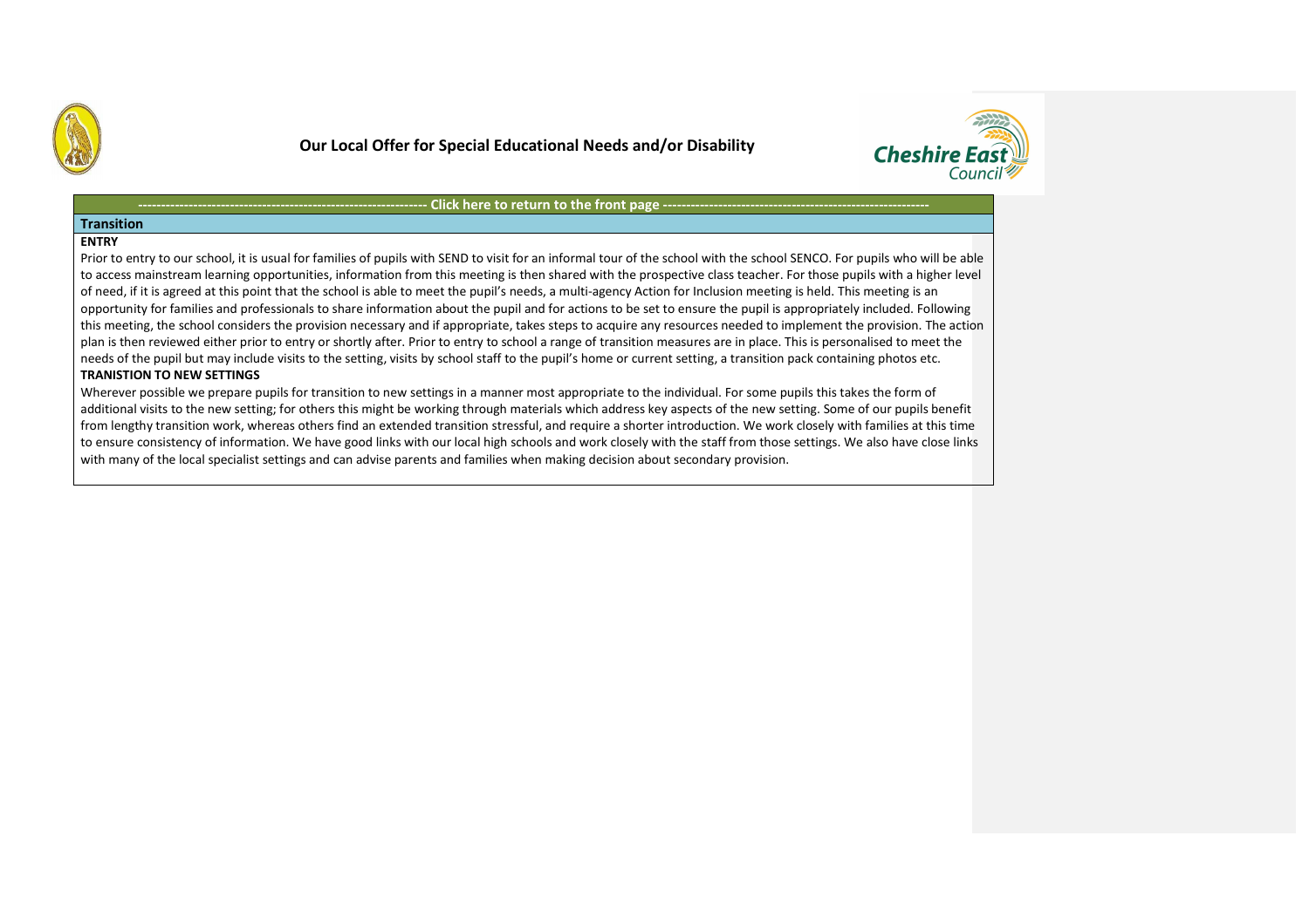# Our Local Offer for Special Educational Needs and/or Disability

---------------------------------------------------------------- Click here to return to the front page ----------------------------------------------------------

## Transition

**ENTRY**

Prior to entry to our school, it is usual for families of pupils with SEND to visit for an informal tour of the school with the school SENCO. For pupils who will be able to access mainstream learning opportunities, information from this meeting is then shared with the prospective class teacher. For those pupils with a higher level of need, if it is agreed at this point that the school is able to meet the pupil's needs, a multi-agency Action for Inclusion meeting is held. This meeting is an opportunity for families and professionals to share information about the pupil and for actions to be set to ensure the pupil is appropriately included. Following this meeting, the school considers the provision necessary and if appropriate, takes steps to acquire any resources needed to implement the provision. The action plan is then reviewed either prior to entry or shortly after. Prior to entry to school a range of transition measures are in place. This is personalised to meet the needs of the pupil but may include visits to the setting, visits by school staff to the pupil's home or current setting, a transition pack containing photos etc.

**TRANISTION TO NEW SETTINGS**

Wherever possible we prepare pupils for transition to new settings in a manner most appropriate to the individual. For some pupils this takes the form of additional visits to the new setting; for others this might be working through materials which address key aspects of the new setting. Some of our pupils benefit from lengthy transition work, whereas others find an extended transition stressful, and require a shorter introduction. We work closely with families at this time to ensure consistency of information. We have good links with our local high schools and work closely with the staff from those settings. We also have close links with many of the local specialist settings and can advise parents and families when making decision about secondary provision.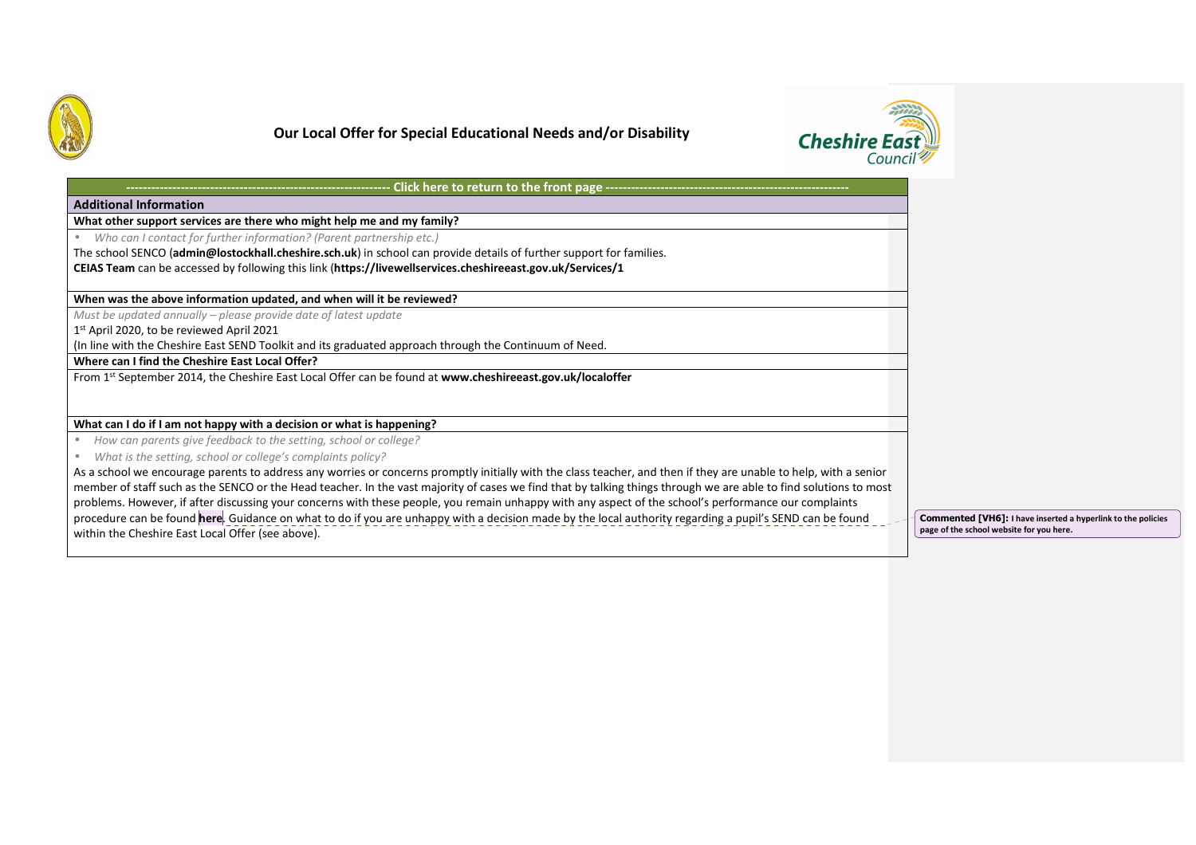# Our Local Offer for Special Educational Needs and/or Disability

---------------------------------------------------------------- Click here to return to the front page ----------------------------------------------------------

## Additional Information

**What other support services are there who might help me and my family?**

- *Who can I contact for further information? (Parent partnership etc.)*

The school SENCO (**admin@lostockhall.cheshire.sch.uk**) in school can provide details of further support for families.

**CEIAS Team** can be accessed by following this link (**https://livewellservices.cheshireeast.gov.uk/Services/1**

**When was the above information updated, and when will it be reviewed?**

*Must be updated annually – please provide date of latest update*

1st April 2020, to be reviewed April 2021

(In line with the Cheshire East SEND Toolkit and its graduated approach through the Continuum of Need.

**Where can I find the Cheshire East Local Offer?**

From 1st September 2014, the Cheshire East Local Offer can be found at **www.cheshireeast.gov.uk/localoffer**

**What can I do if I am not happy with a decision or what is happening?**

- *How can parents give feedback to the setting, school or college?*
- *What is the setting, school or college's complaints policy?*

As a school we encourage parents to address any worries or concerns promptly initially with the class teacher, and then if they are unable to help, with a senior member of staff such as the SENCO or the Head teacher. In the vast majority of cases we find that by talking things through we are able to find solutions to most problems. However, if after discussing your concerns with these people, you remain unhappy with any aspect of the school's performance our complaints procedure can be found **here**. Guidance on what to do if you are unhappy with a decision made by the local authority regarding a pupil's SEND can be found within the Cheshire East Local Offer (see above).

**Commented [VH6]:** I have inserted a hyperlink to the policies page of the school website for you here.